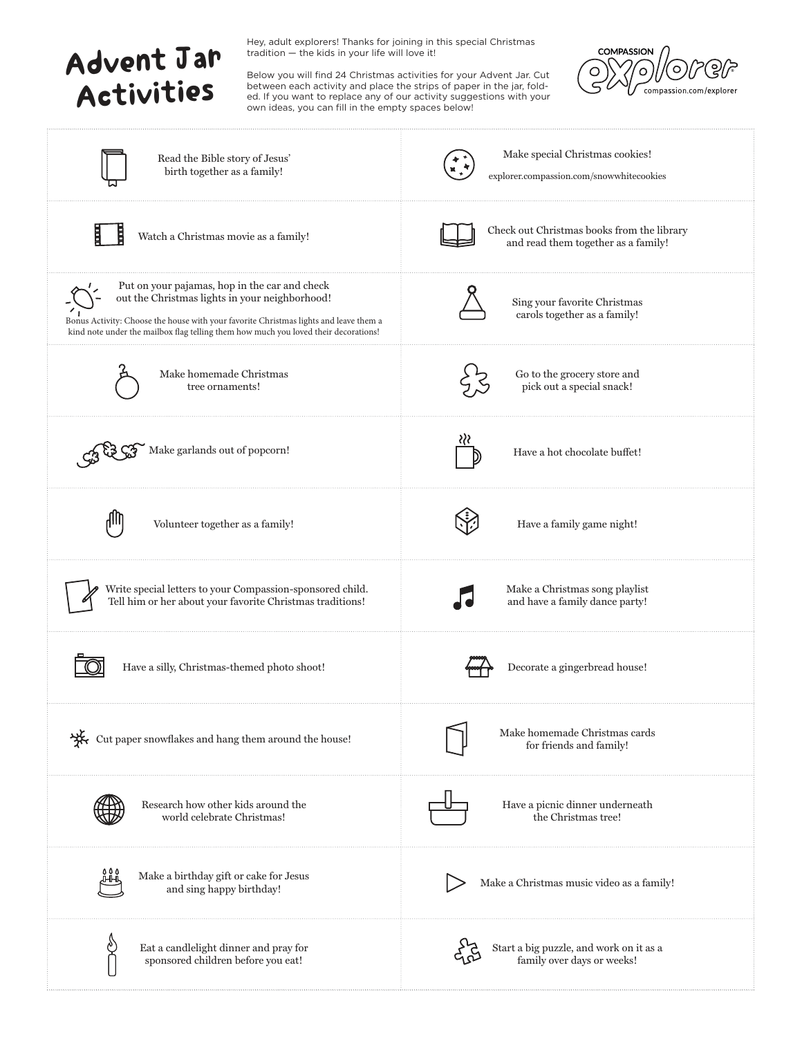# Advent Jar Activities

Hey, adult explorers! Thanks for joining in this special Christmas tradition — the kids in your life will love it!

Below you will find 24 Christmas activities for your Advent Jar. Cut between each activity and place the strips of paper in the jar, folded. If you want to replace any of our activity suggestions with your own ideas, you can fill in the empty spaces below!

COMPASSION explorer
compassion.com/explorer

Read the Bible story of Jesus' birth together as a family!

Make special Christmas cookies!
explorer.compassion.com/snowwhitecookies

Watch a Christmas movie as a family!

Check out Christmas books from the library and read them together as a family!

Put on your pajamas, hop in the car and check out the Christmas lights in your neighborhood!
Bonus Activity: Choose the house with your favorite Christmas lights and leave them a kind note under the mailbox flag telling them how much you loved their decorations!

Sing your favorite Christmas carols together as a family!

Make homemade Christmas tree ornaments!

Go to the grocery store and pick out a special snack!

Make garlands out of popcorn!

Have a hot chocolate buffet!

Volunteer together as a family!

Have a family game night!

Write special letters to your Compassion-sponsored child. Tell him or her about your favorite Christmas traditions!

Make a Christmas song playlist and have a family dance party!

Have a silly, Christmas-themed photo shoot!

Decorate a gingerbread house!

Cut paper snowflakes and hang them around the house!

Make homemade Christmas cards for friends and family!

Research how other kids around the world celebrate Christmas!

Have a picnic dinner underneath the Christmas tree!

Make a birthday gift or cake for Jesus and sing happy birthday!

Make a Christmas music video as a family!

Eat a candlelight dinner and pray for sponsored children before you eat!

Start a big puzzle, and work on it as a family over days or weeks!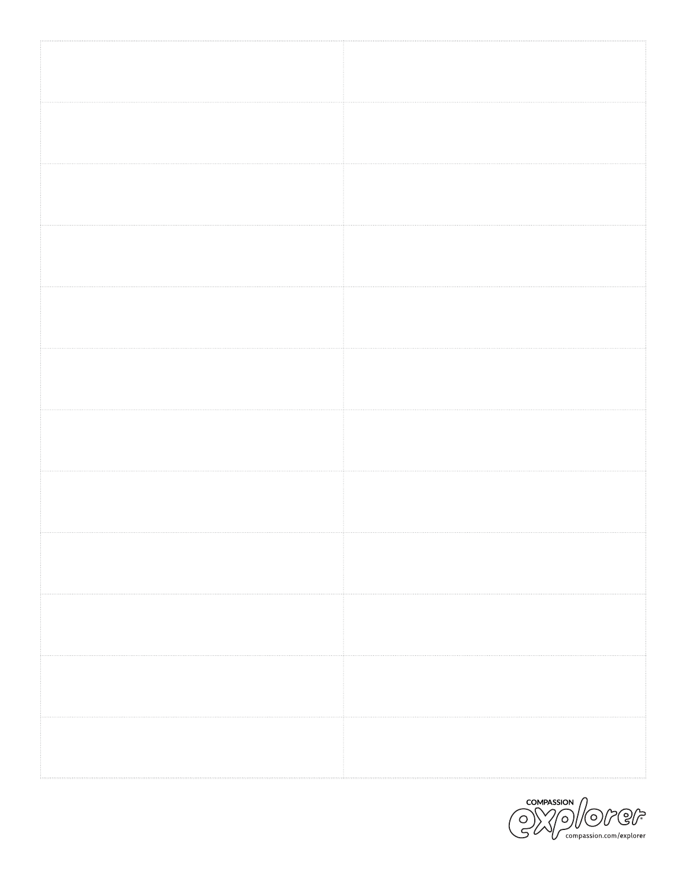| | |
|---|---|
| | |
| | |
| | |
| | |
| | |
| | |
| | |
| | |
| | |
| | |
| | |
| | |

COMPASSION explorer
compassion.com/explorer